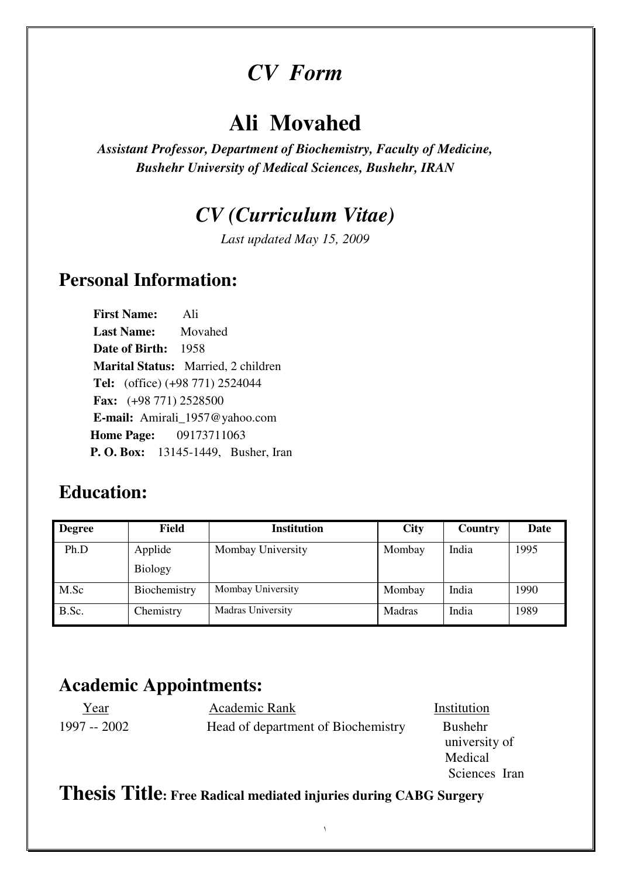# *CV Form*

# Ali Movahed

***Assistant Professor, Department of Biochemistry, Faculty of Medicine, Bushehr University of Medical Sciences, Bushehr, IRAN***

## *CV (Curriculum Vitae)*

*Last updated May 15, 2009*

## Personal Information:

**First Name:** Ali
**Last Name:** Movahed
**Date of Birth:** 1958
**Marital Status:** Married, 2 children
**Tel:** (office) (+98 771) 2524044
**Fax:** (+98 771) 2528500
**E-mail:** Amirali_1957@yahoo.com
**Home Page:** 09173711063
**P. O. Box:** 13145-1449, Busher, Iran

## Education:

| Degree | Field | Institution | City | Country | Date |
|---|---|---|---|---|---|
| Ph.D | Applide Biology | Mombay University | Mombay | India | 1995 |
| M.Sc | Biochemistry | Mombay University | Mombay | India | 1990 |
| B.Sc. | Chemistry | Madras University | Madras | India | 1989 |

## Academic Appointments:

| Year | Academic Rank | Institution |
|---|---|---|
| 1997 -- 2002 | Head of department of Biochemistry | Bushehr university of Medical Sciences Iran |

## Thesis Title: Free Radical mediated injuries during CABG Surgery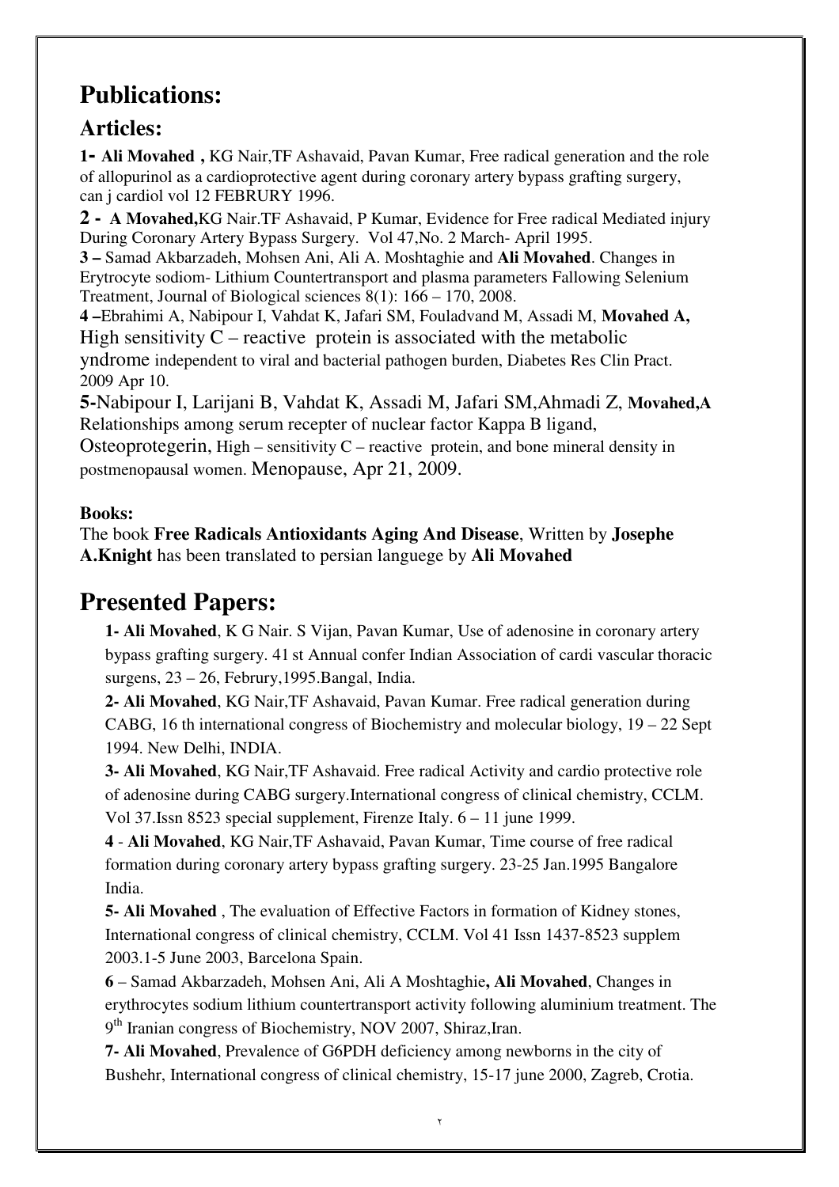# Publications:

## Articles:

**1- Ali Movahed ,** KG Nair,TF Ashavaid, Pavan Kumar, Free radical generation and the role of allopurinol as a cardioprotective agent during coronary artery bypass grafting surgery, can j cardiol vol 12 FEBRURY 1996.

**2 - A Movahed,**KG Nair.TF Ashavaid, P Kumar, Evidence for Free radical Mediated injury During Coronary Artery Bypass Surgery. Vol 47,No. 2 March- April 1995.

**3 –** Samad Akbarzadeh, Mohsen Ani, Ali A. Moshtaghie and **Ali Movahed**. Changes in Erytrocyte sodiom- Lithium Countertransport and plasma parameters Fallowing Selenium Treatment, Journal of Biological sciences 8(1): 166 – 170, 2008.

**4 –**Ebrahimi A, Nabipour I, Vahdat K, Jafari SM, Fouladvand M, Assadi M, **Movahed A,** High sensitivity C – reactive protein is associated with the metabolic yndrome independent to viral and bacterial pathogen burden, Diabetes Res Clin Pract. 2009 Apr 10.

**5-**Nabipour I, Larijani B, Vahdat K, Assadi M, Jafari SM,Ahmadi Z, **Movahed,A** Relationships among serum recepter of nuclear factor Kappa B ligand, Osteoprotegerin, High – sensitivity C – reactive protein, and bone mineral density in postmenopausal women. Menopause, Apr 21, 2009.

**Books:**

The book **Free Radicals Antioxidants Aging And Disease**, Written by **Josephe A.Knight** has been translated to persian languege by **Ali Movahed**

# Presented Papers:

**1- Ali Movahed**, K G Nair. S Vijan, Pavan Kumar, Use of adenosine in coronary artery bypass grafting surgery. 41 st Annual confer Indian Association of cardi vascular thoracic surgens, 23 – 26, Februry,1995.Bangal, India.

**2- Ali Movahed**, KG Nair,TF Ashavaid, Pavan Kumar. Free radical generation during CABG, 16 th international congress of Biochemistry and molecular biology, 19 – 22 Sept 1994. New Delhi, INDIA.

**3- Ali Movahed**, KG Nair,TF Ashavaid. Free radical Activity and cardio protective role of adenosine during CABG surgery.International congress of clinical chemistry, CCLM. Vol 37.Issn 8523 special supplement, Firenze Italy. 6 – 11 june 1999.

**4** - **Ali Movahed**, KG Nair,TF Ashavaid, Pavan Kumar, Time course of free radical formation during coronary artery bypass grafting surgery. 23-25 Jan.1995 Bangalore India.

**5- Ali Movahed** , The evaluation of Effective Factors in formation of Kidney stones, International congress of clinical chemistry, CCLM. Vol 41 Issn 1437-8523 supplem 2003.1-5 June 2003, Barcelona Spain.

**6** – Samad Akbarzadeh, Mohsen Ani, Ali A Moshtaghie**, Ali Movahed**, Changes in erythrocytes sodium lithium countertransport activity following aluminium treatment. The 9th Iranian congress of Biochemistry, NOV 2007, Shiraz,Iran.

**7- Ali Movahed**, Prevalence of G6PDH deficiency among newborns in the city of Bushehr, International congress of clinical chemistry, 15-17 june 2000, Zagreb, Crotia.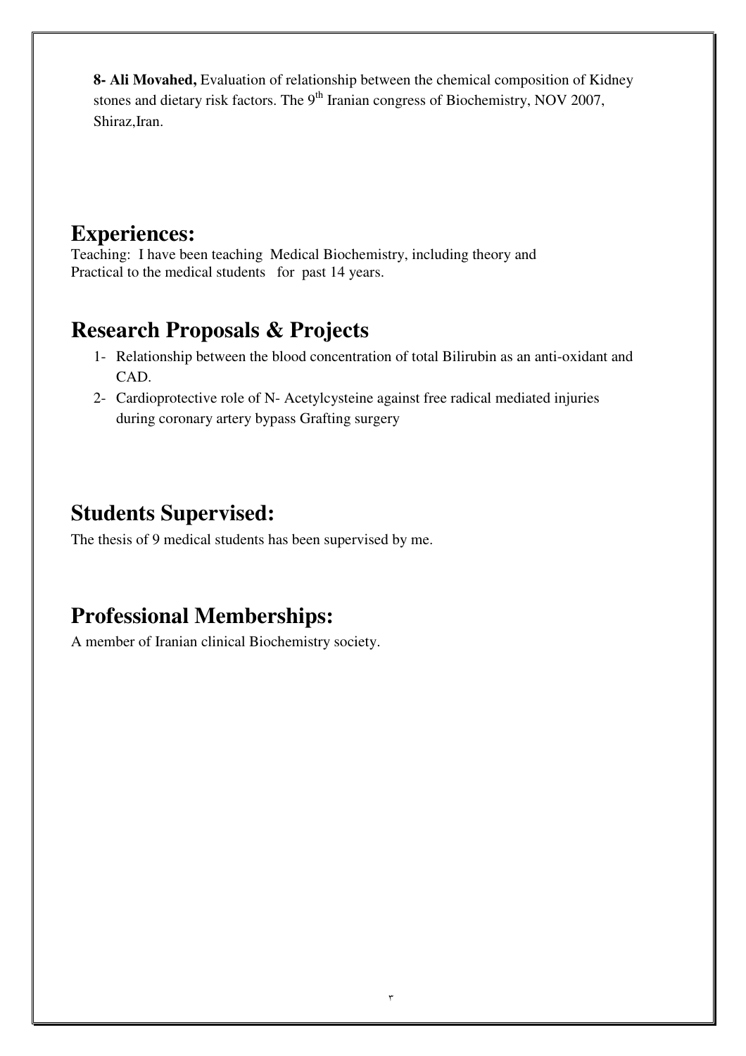**8- Ali Movahed,** Evaluation of relationship between the chemical composition of Kidney stones and dietary risk factors. The 9th Iranian congress of Biochemistry, NOV 2007, Shiraz,Iran.

## Experiences:

Teaching: I have been teaching Medical Biochemistry, including theory and Practical to the medical students for past 14 years.

## Research Proposals & Projects

1- Relationship between the blood concentration of total Bilirubin as an anti-oxidant and CAD.
2- Cardioprotective role of N- Acetylcysteine against free radical mediated injuries during coronary artery bypass Grafting surgery

## Students Supervised:

The thesis of 9 medical students has been supervised by me.

## Professional Memberships:

A member of Iranian clinical Biochemistry society.